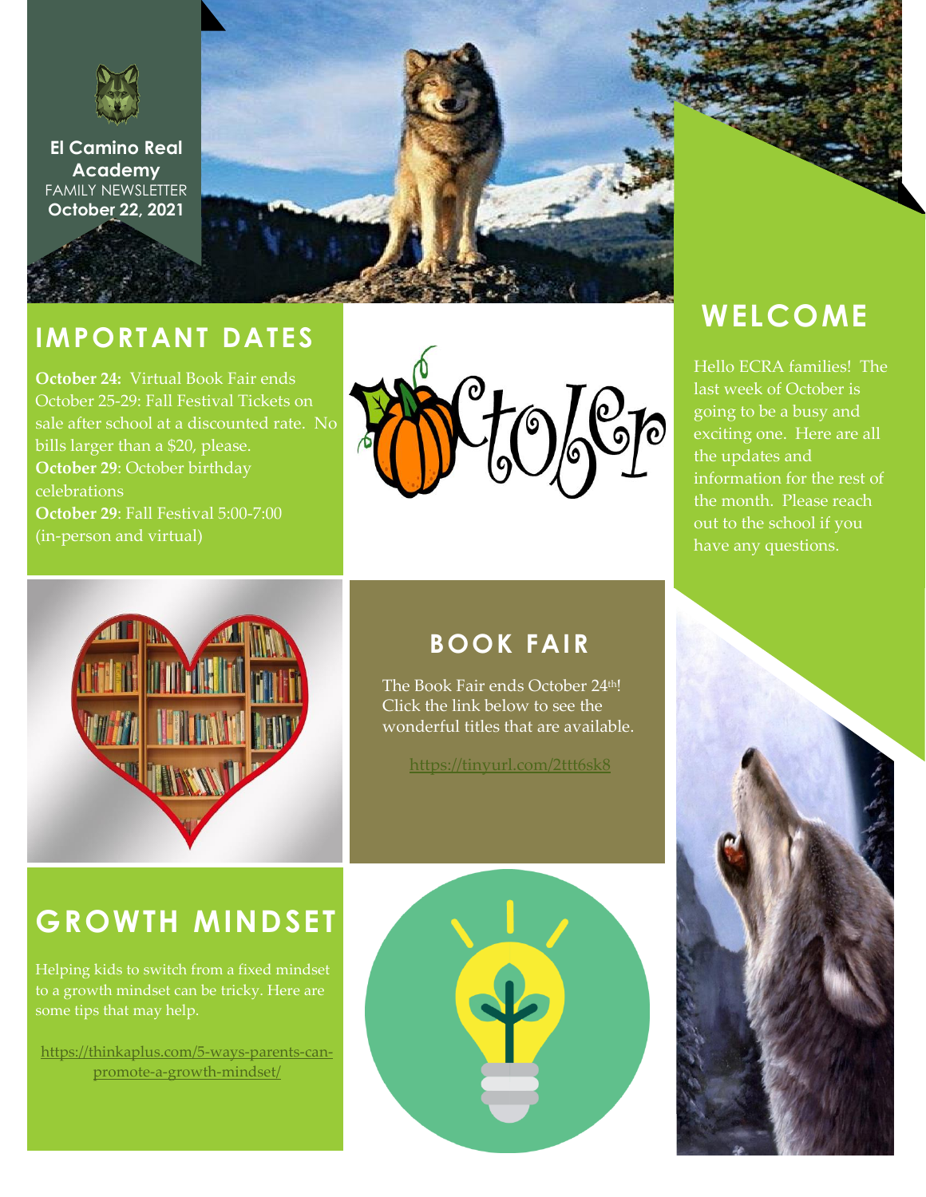**El Camino Real Academy**
FAMILY NEWSLETTER
**October 22, 2021**

## WELCOME

Hello ECRA families! The last week of October is going to be a busy and exciting one. Here are all the updates and information for the rest of the month. Please reach out to the school if you have any questions.

## IMPORTANT DATES

**October 24:** Virtual Book Fair ends
October 25-29: Fall Festival Tickets on sale after school at a discounted rate. No bills larger than a $20, please.
**October 29**: October birthday celebrations
**October 29**: Fall Festival 5:00-7:00 (in-person and virtual)

October

## BOOK FAIR

The Book Fair ends October 24th! Click the link below to see the wonderful titles that are available.

https://tinyurl.com/2ttt6sk8

## GROWTH MINDSET

Helping kids to switch from a fixed mindset to a growth mindset can be tricky. Here are some tips that may help.

https://thinkaplus.com/5-ways-parents-can-promote-a-growth-mindset/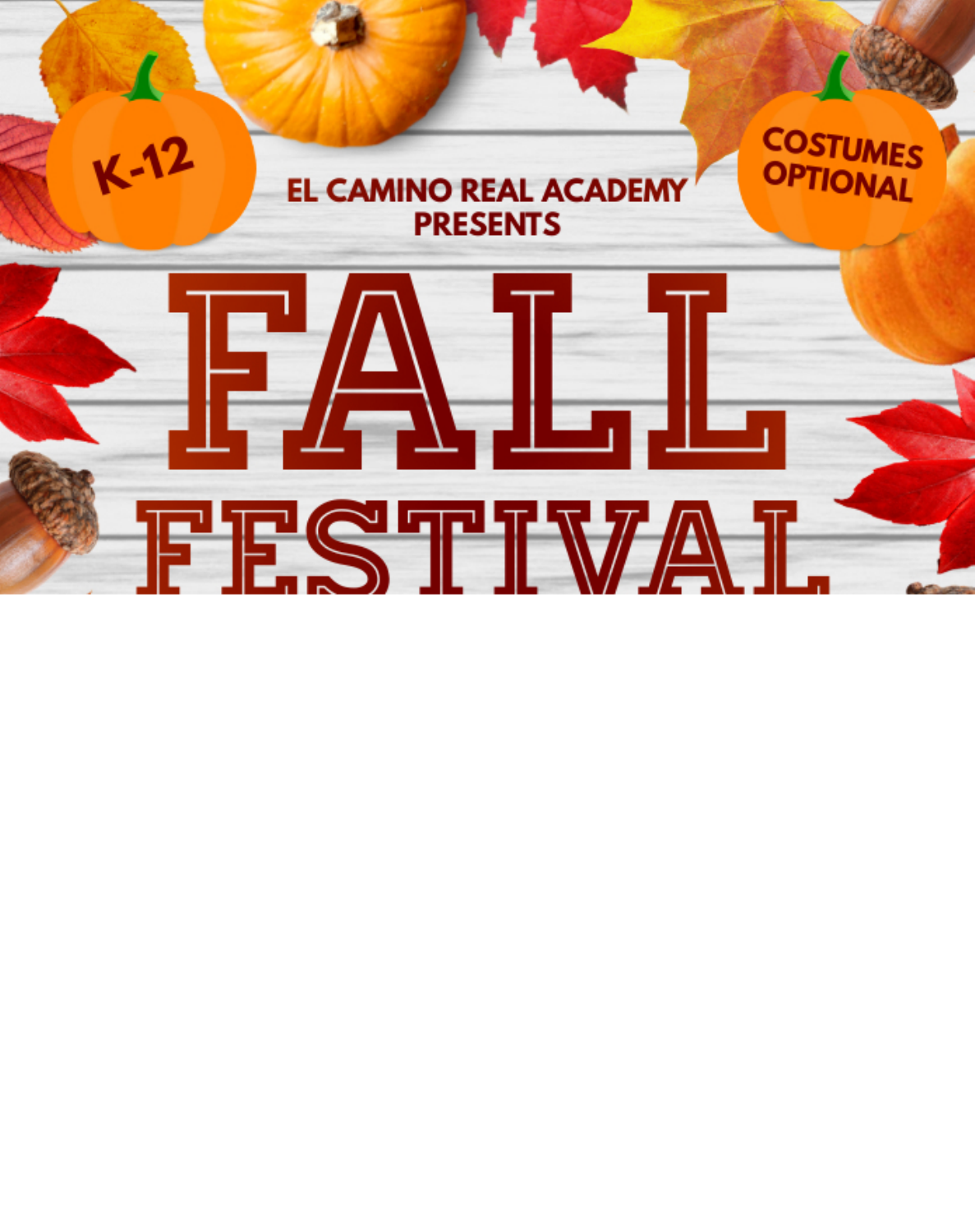K-12

COSTUMES OPTIONAL

EL CAMINO REAL ACADEMY PRESENTS

# FALL FESTIVAL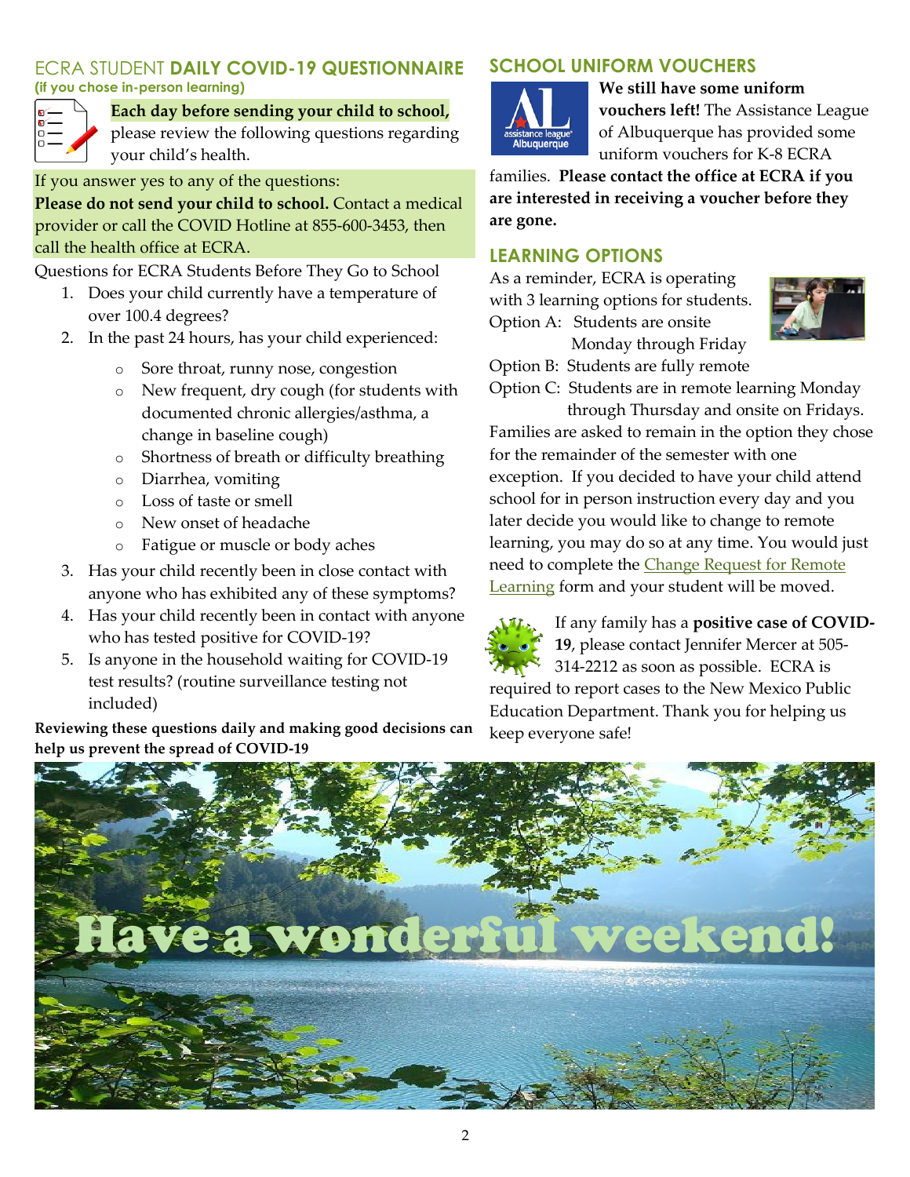## ECRA STUDENT **DAILY COVID-19 QUESTIONNAIRE**

**(if you chose in-person learning)**

**Each day before sending your child to school,** please review the following questions regarding your child's health.

If you answer yes to any of the questions:
**Please do not send your child to school.** Contact a medical provider or call the COVID Hotline at 855-600-3453, then call the health office at ECRA.

Questions for ECRA Students Before They Go to School

1. Does your child currently have a temperature of over 100.4 degrees?
2. In the past 24 hours, has your child experienced:
   - Sore throat, runny nose, congestion
   - New frequent, dry cough (for students with documented chronic allergies/asthma, a change in baseline cough)
   - Shortness of breath or difficulty breathing
   - Diarrhea, vomiting
   - Loss of taste or smell
   - New onset of headache
   - Fatigue or muscle or body aches
3. Has your child recently been in close contact with anyone who has exhibited any of these symptoms?
4. Has your child recently been in contact with anyone who has tested positive for COVID-19?
5. Is anyone in the household waiting for COVID-19 test results? (routine surveillance testing not included)

**Reviewing these questions daily and making good decisions can help us prevent the spread of COVID-19**

## SCHOOL UNIFORM VOUCHERS

**We still have some uniform vouchers left!** The Assistance League of Albuquerque has provided some uniform vouchers for K-8 ECRA families. **Please contact the office at ECRA if you are interested in receiving a voucher before they are gone.**

## LEARNING OPTIONS

As a reminder, ECRA is operating with 3 learning options for students.

Option A: Students are onsite Monday through Friday

Option B: Students are fully remote

Option C: Students are in remote learning Monday through Thursday and onsite on Fridays.

Families are asked to remain in the option they chose for the remainder of the semester with one exception. If you decided to have your child attend school for in person instruction every day and you later decide you would like to change to remote learning, you may do so at any time. You would just need to complete the Change Request for Remote Learning form and your student will be moved.

If any family has a **positive case of COVID-19**, please contact Jennifer Mercer at 505-314-2212 as soon as possible. ECRA is required to report cases to the New Mexico Public Education Department. Thank you for helping us keep everyone safe!

**Have a wonderful weekend!**